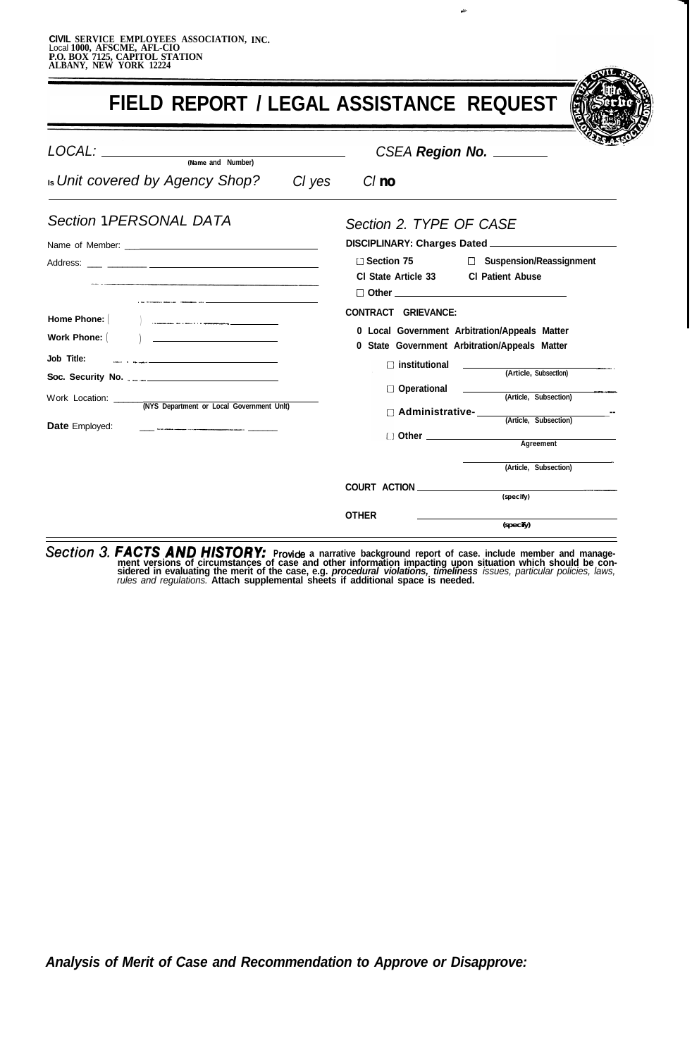**CIVIL SERVICE EMPLOYEES ASSOCIATION, INC.**
Local **1000, AFSCME, AFL-CIO**
**P.O. BOX 7125, CAPITOL STATION**
**ALBANY, NEW YORK 12224**

# FIELD REPORT / LEGAL ASSISTANCE REQUEST

*LOCAL:* ______________________ *CSEA* ***Region No.*** ________
(Name and Number)

Is *Unit covered by Agency Shop?* ☐ yes ☐ **no**

## *Section* 1 *PERSONAL DATA*

Name of Member: ______________________

Address: ______________________

______________________

______________________

**Home Phone:** ( ) ______________________

**Work Phone:** ( ) ______________________

**Job Title:** ______________________

**Soc. Security No.** ______________________

Work Location: ______________________
(NYS Department or Local Government Unit)

**Date** Employed: ______________________

## *Section 2. TYPE OF CASE*

**DISCIPLINARY: Charges Dated** ______________________

☐ **Section 75** ☐ **Suspension/Reassignment**

☐ **State Article 33** ☐ **Patient Abuse**

☐ **Other** ______________________

**CONTRACT GRIEVANCE:**

☐ **Local Government Arbitration/Appeals Matter**

☐ **State Government Arbitration/Appeals Matter**

☐ **institutional** ______________________ (Article, Subsection)

☐ **Operational** ______________________ (Article, Subsection)

☐ **Administrative-** ______________________ (Article, Subsection)

☐ **Other** ______________________ Agreement

______________________ (Article, Subsection)

**COURT ACTION** ______________________ (specify)

**OTHER** ______________________ (specify)

## *Section 3.* ***FACTS AND HISTORY:***

**Provide a narrative background report of case. include member and management versions of circumstances of case and other information impacting upon situation which should be considered in evaluating the merit of the case, e.g.** ***procedural violations, timeliness*** *issues, particular policies, laws, rules and regulations.* **Attach supplemental sheets if additional space is needed.**

***Analysis of Merit of Case and Recommendation to Approve or Disapprove:***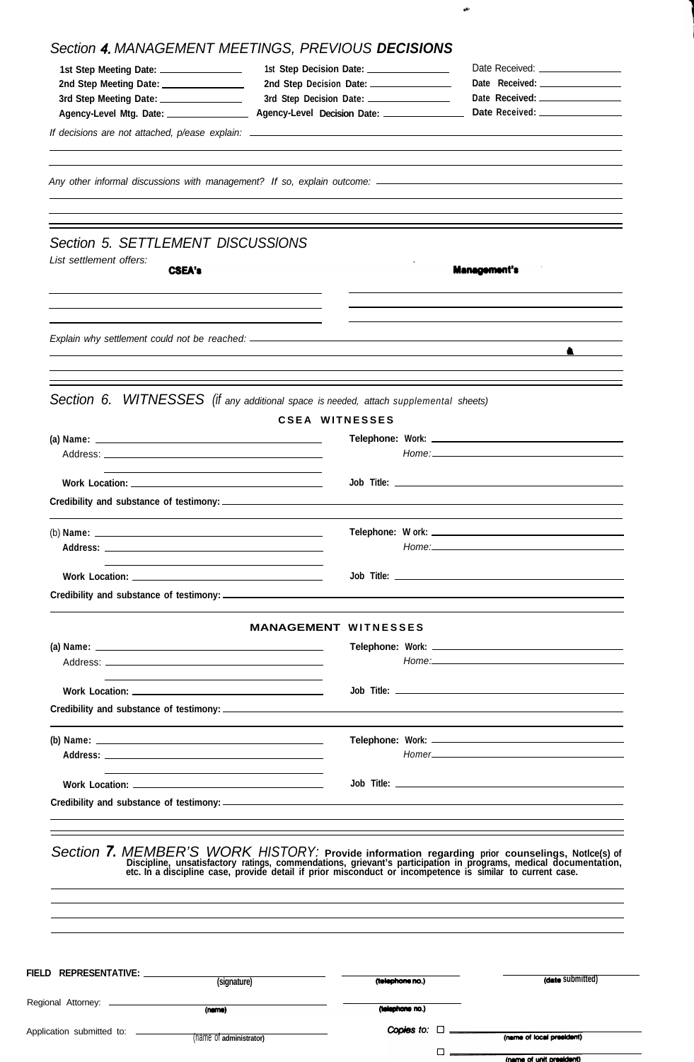## Section 4. MANAGEMENT MEETINGS, PREVIOUS DECISIONS

| | | |
|---|---|---|
| 1st Step Meeting Date: | 1st Step Decision Date: | Date Received: |
| 2nd Step Meeting Date: | 2nd Step Decision Date: | Date Received: |
| 3rd Step Meeting Date: | 3rd Step Decision Date: | Date Received: |
| Agency-Level Mtg. Date: | Agency-Level Decision Date: | Date Received: |

*If decisions are not attached, p/ease explain:*

*Any other informal discussions with management? If so, explain outcome:*

## Section 5. SETTLEMENT DISCUSSIONS

*List settlement offers:*

| CSEA's | Management's |
|---|---|
| | |

*Explain why settlement could not be reached:*

## Section 6. WITNESSES (*if any additional space is needed, attach supplemental sheets*)

### CSEA WITNESSES

(a) Name: Telephone: Work:
Address: Home:
Work Location: Job Title:
Credibility and substance of testimony:

(b) Name: Telephone: Work:
Address: Home:
Work Location: Job Title:
Credibility and substance of testimony:

### MANAGEMENT WITNESSES

(a) Name: Telephone: Work:
Address: Home:
Work Location: Job Title:
Credibility and substance of testimony:

(b) Name: Telephone: Work:
Address: Homer
Work Location: Job Title:
Credibility and substance of testimony:

## Section 7. MEMBER'S WORK HISTORY: **Provide information regarding prior counselings, Notlce(s) of Discipline, unsatisfactory ratings, commendations, grievant's participation in programs, medical documentation, etc. In a discipline case, provide detail if prior misconduct or incompetence is similar to current case.**

FIELD REPRESENTATIVE: (signature) (telephone no.) (date submitted)

Regional Attorney: (name) (telephone no.)

Application submitted to: (name of administrator) *Copies to:* ☐ (name of local president)

☐ (name of unit president)